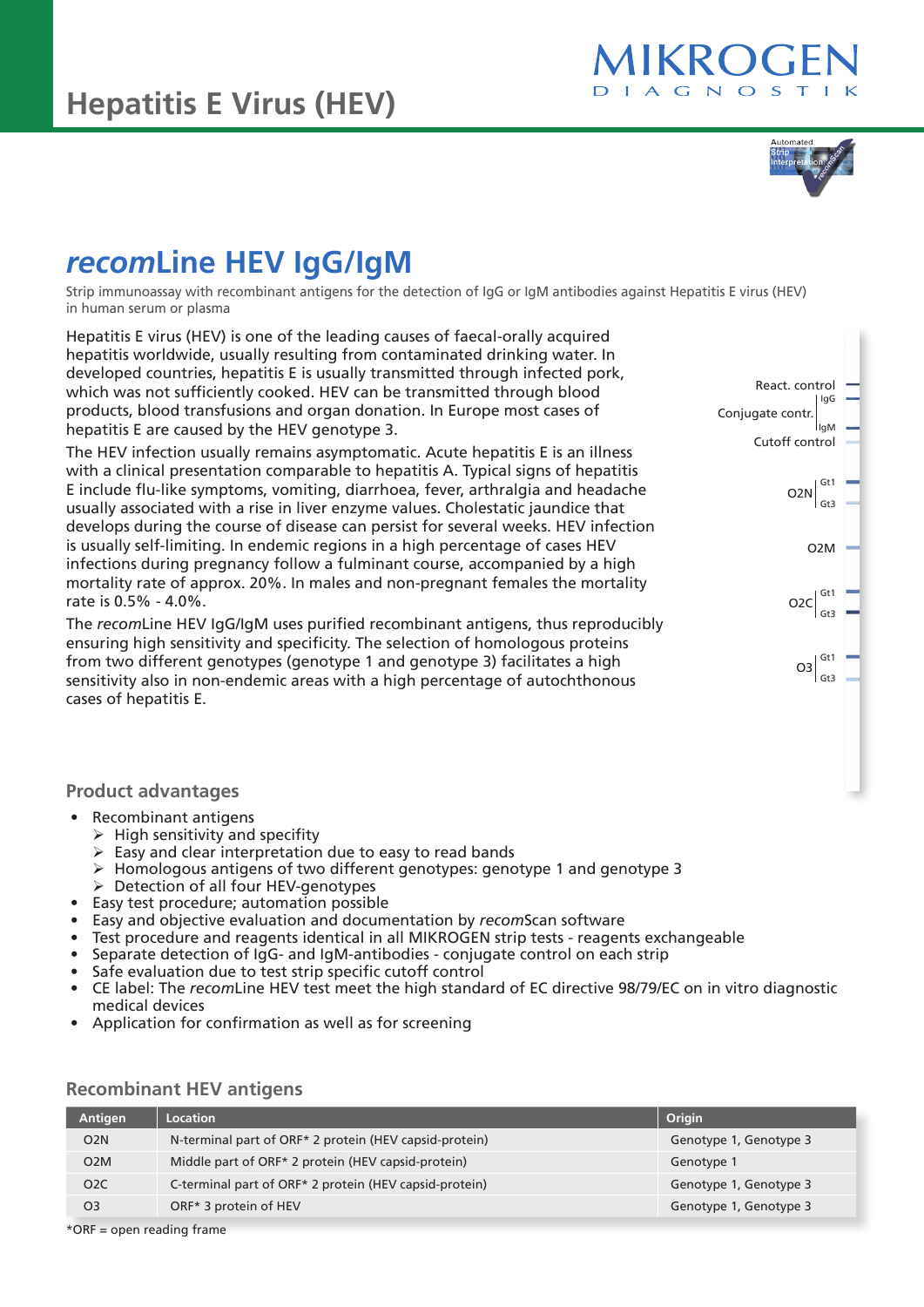# Hepatitis E Virus (HEV)

MIKROGEN DIAGNOSTIK

Automated Strip Interpretation recomScan

## *recom*Line HEV IgG/IgM

Strip immunoassay with recombinant antigens for the detection of IgG or IgM antibodies against Hepatitis E virus (HEV) in human serum or plasma

Hepatitis E virus (HEV) is one of the leading causes of faecal-orally acquired hepatitis worldwide, usually resulting from contaminated drinking water. In developed countries, hepatitis E is usually transmitted through infected pork, which was not sufficiently cooked. HEV can be transmitted through blood products, blood transfusions and organ donation. In Europe most cases of hepatitis E are caused by the HEV genotype 3.

The HEV infection usually remains asymptomatic. Acute hepatitis E is an illness with a clinical presentation comparable to hepatitis A. Typical signs of hepatitis E include flu-like symptoms, vomiting, diarrhoea, fever, arthralgia and headache usually associated with a rise in liver enzyme values. Cholestatic jaundice that develops during the course of disease can persist for several weeks. HEV infection is usually self-limiting. In endemic regions in a high percentage of cases HEV infections during pregnancy follow a fulminant course, accompanied by a high mortality rate of approx. 20%. In males and non-pregnant females the mortality rate is 0.5% - 4.0%.

The *recom*Line HEV IgG/IgM uses purified recombinant antigens, thus reproducibly ensuring high sensitivity and specificity. The selection of homologous proteins from two different genotypes (genotype 1 and genotype 3) facilitates a high sensitivity also in non-endemic areas with a high percentage of autochthonous cases of hepatitis E.

React. control
Conjugate contr. IgG
IgM
Cutoff control
O2N Gt1
Gt3
O2M
O2C Gt1
Gt3
O3 Gt1
Gt3

### Product advantages

- Recombinant antigens
  - High sensitivity and specifity
  - Easy and clear interpretation due to easy to read bands
  - Homologous antigens of two different genotypes: genotype 1 and genotype 3
  - Detection of all four HEV-genotypes
- Easy test procedure; automation possible
- Easy and objective evaluation and documentation by *recom*Scan software
- Test procedure and reagents identical in all MIKROGEN strip tests - reagents exchangeable
- Separate detection of IgG- and IgM-antibodies - conjugate control on each strip
- Safe evaluation due to test strip specific cutoff control
- CE label: The *recom*Line HEV test meet the high standard of EC directive 98/79/EC on in vitro diagnostic medical devices
- Application for confirmation as well as for screening

### Recombinant HEV antigens

| Antigen | Location | Origin |
|---|---|---|
| O2N | N-terminal part of ORF* 2 protein (HEV capsid-protein) | Genotype 1, Genotype 3 |
| O2M | Middle part of ORF* 2 protein (HEV capsid-protein) | Genotype 1 |
| O2C | C-terminal part of ORF* 2 protein (HEV capsid-protein) | Genotype 1, Genotype 3 |
| O3 | ORF* 3 protein of HEV | Genotype 1, Genotype 3 |

*ORF = open reading frame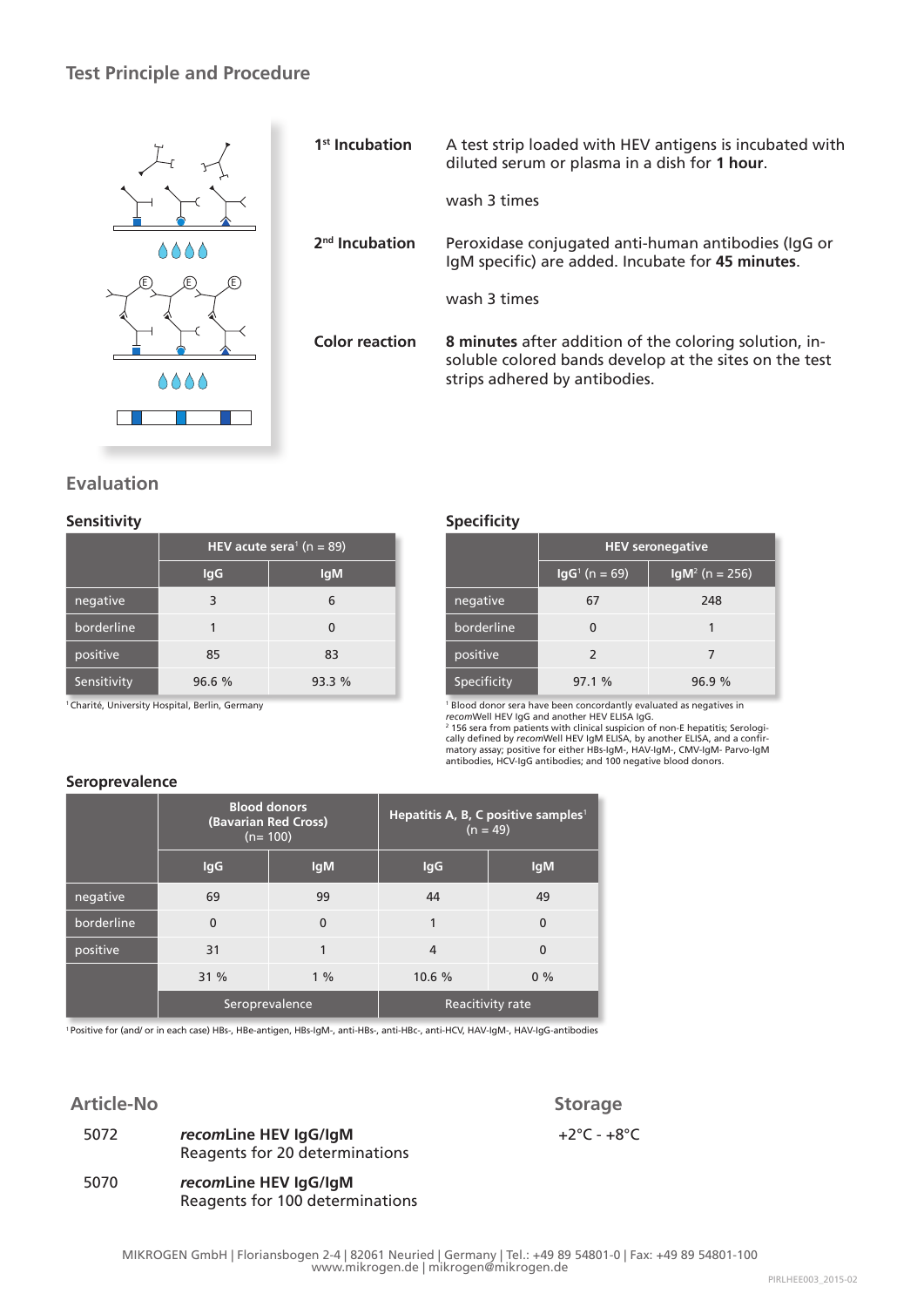## Test Principle and Procedure

**1st Incubation** A test strip loaded with HEV antigens is incubated with diluted serum or plasma in a dish for **1 hour**.

wash 3 times

**2nd Incubation** Peroxidase conjugated anti-human antibodies (IgG or IgM specific) are added. Incubate for **45 minutes**.

wash 3 times

**Color reaction** **8 minutes** after addition of the coloring solution, insoluble colored bands develop at the sites on the test strips adhered by antibodies.

## Evaluation

### Sensitivity

| | HEV acute sera[1] (n = 89) | |
|---|---|---|
| | IgG | IgM |
| negative | 3 | 6 |
| borderline | 1 | 0 |
| positive | 85 | 83 |
| Sensitivity | 96.6 % | 93.3 % |

[1] Charité, University Hospital, Berlin, Germany

### Specificity

| | HEV seronegative | |
|---|---|---|
| | IgG[1] (n = 69) | IgM[2] (n = 256) |
| negative | 67 | 248 |
| borderline | 0 | 1 |
| positive | 2 | 7 |
| Specificity | 97.1 % | 96.9 % |

[1] Blood donor sera have been concordantly evaluated as negatives in *recom*Well HEV IgG and another HEV ELISA IgG.
[2] 156 sera from patients with clinical suspicion of non-E hepatitis; Serologically defined by *recom*Well HEV IgM ELISA, by another ELISA, and a confirmatory assay; positive for either HBs-IgM-, HAV-IgM-, CMV-IgM- Parvo-IgM antibodies, HCV-IgG antibodies; and 100 negative blood donors.

### Seroprevalence

| | Blood donors (Bavarian Red Cross) (n= 100) | | Hepatitis A, B, C positive samples[1] (n = 49) | |
|---|---|---|---|---|
| | IgG | IgM | IgG | IgM |
| negative | 69 | 99 | 44 | 49 |
| borderline | 0 | 0 | 1 | 0 |
| positive | 31 | 1 | 4 | 0 |
| | 31 % | 1 % | 10.6 % | 0 % |
| | Seroprevalence | | Reactivity rate | |

[1] Positive for (and/ or in each case) HBs-, HBe-antigen, HBs-IgM-, anti-HBs-, anti-HBc-, anti-HCV, HAV-IgM-, HAV-IgG-antibodies

## Article-No

5072 *recom*Line HEV IgG/IgM
Reagents for 20 determinations

5070 *recom*Line HEV IgG/IgM
Reagents for 100 determinations

## Storage

+2°C - +8°C

MIKROGEN GmbH | Floriansbogen 2-4 | 82061 Neuried | Germany | Tel.: +49 89 54801-0 | Fax: +49 89 54801-100
www.mikrogen.de | mikrogen@mikrogen.de

PIRLHEE003_2015-02